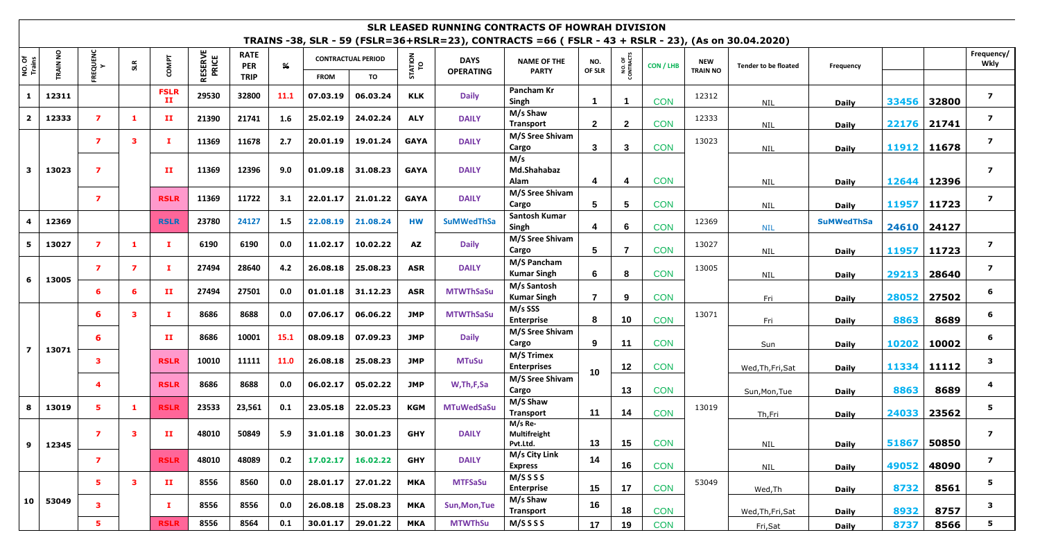# SLR LEASED RUNNING CONTRACTS OF HOWRAH DIVISION

## TRAINS -38, SLR - 59 (FSLR=36+RSLR=23), CONTRACTS =66 ( FSLR - 43 + RSLR - 23), (As on 30.04.2020)

| NO. Of Trains | TRAIN NO | FREQUENCY | SLR | COMPT | RESERVE PRICE | RATE PER TRIP | % | CONTRACTUAL PERIOD | | STATION TO | DAYS OPERATING | NAME OF THE PARTY | NO. OF SLR | NO. OF CONTRACTS | CON / LHB | NEW TRAIN NO | Tender to be floated | Frequency | | | Frequency/ Wkly |
|---|---|---|---|---|---|---|---|---|---|---|---|---|---|---|---|---|---|---|---|---|---|
| | | | | | | | | FROM | TO | | | | | | | | | | | | |
| 1 | 12311 | | | FSLR II | 29530 | 32800 | 11.1 | 07.03.19 | 06.03.24 | KLK | Daily | Pancham Kr Singh | 1 | 1 | CON | 12312 | NIL | Daily | 33456 | 32800 | 7 |
| 2 | 12333 | 7 | 1 | II | 21390 | 21741 | 1.6 | 25.02.19 | 24.02.24 | ALY | DAILY | M/s Shaw Transport | 2 | 2 | CON | 12333 | NIL | Daily | 22176 | 21741 | 7 |
| 3 | 13023 | 7 | 3 | I | 11369 | 11678 | 2.7 | 20.01.19 | 19.01.24 | GAYA | DAILY | M/S Sree Shivam Cargo | 3 | 3 | CON | 13023 | NIL | Daily | 11912 | 11678 | 7 |
| | | 7 | | II | 11369 | 12396 | 9.0 | 01.09.18 | 31.08.23 | GAYA | DAILY | M/s Md.Shahabaz Alam | 4 | 4 | CON | | NIL | Daily | 12644 | 12396 | 7 |
| | | 7 | | RSLR | 11369 | 11722 | 3.1 | 22.01.17 | 21.01.22 | GAYA | DAILY | M/S Sree Shivam Cargo | 5 | 5 | CON | | NIL | Daily | 11957 | 11723 | 7 |
| 4 | 12369 | | | RSLR | 23780 | 24127 | 1.5 | 22.08.19 | 21.08.24 | HW | SuMWedThSa | Santosh Kumar Singh | 4 | 6 | CON | 12369 | NIL | SuMWedThSa | 24610 | 24127 | |
| 5 | 13027 | 7 | 1 | I | 6190 | 6190 | 0.0 | 11.02.17 | 10.02.22 | AZ | Daily | M/S Sree Shivam Cargo | 5 | 7 | CON | 13027 | NIL | Daily | 11957 | 11723 | 7 |
| 6 | 13005 | 7 | 7 | I | 27494 | 28640 | 4.2 | 26.08.18 | 25.08.23 | ASR | DAILY | M/S Pancham Kumar Singh | 6 | 8 | CON | 13005 | NIL | Daily | 29213 | 28640 | 7 |
| | | 6 | 6 | II | 27494 | 27501 | 0.0 | 01.01.18 | 31.12.23 | ASR | MTWThSaSu | M/s Santosh Kumar Singh | 7 | 9 | CON | | Fri | Daily | 28052 | 27502 | 6 |
| 7 | 13071 | 6 | 3 | I | 8686 | 8688 | 0.0 | 07.06.17 | 06.06.22 | JMP | MTWThSaSu | M/s SSS Enterprise | 8 | 10 | CON | 13071 | Fri | Daily | 8863 | 8689 | 6 |
| | | 6 | | II | 8686 | 10001 | 15.1 | 08.09.18 | 07.09.23 | JMP | Daily | M/S Sree Shivam Cargo | 9 | 11 | CON | | Sun | Daily | 10202 | 10002 | 6 |
| | | 3 | | RSLR | 10010 | 11111 | 11.0 | 26.08.18 | 25.08.23 | JMP | MTuSu | M/S Trimex Enterprises | 10 | 12 | CON | | Wed,Th,Fri,Sat | Daily | 11334 | 11112 | 3 |
| | | 4 | | RSLR | 8686 | 8688 | 0.0 | 06.02.17 | 05.02.22 | JMP | W,Th,F,Sa | M/S Sree Shivam Cargo | | 13 | CON | | Sun,Mon,Tue | Daily | 8863 | 8689 | 4 |
| 8 | 13019 | 5 | 1 | RSLR | 23533 | 23,561 | 0.1 | 23.05.18 | 22.05.23 | KGM | MTuWedSaSu | M/S Shaw Transport | 11 | 14 | CON | 13019 | Th,Fri | Daily | 24033 | 23562 | 5 |
| 9 | 12345 | 7 | 3 | II | 48010 | 50849 | 5.9 | 31.01.18 | 30.01.23 | GHY | DAILY | M/s Re-Multifreight Pvt.Ltd. | 13 | 15 | CON | | NIL | Daily | 51867 | 50850 | 7 |
| | | 7 | | RSLR | 48010 | 48089 | 0.2 | 17.02.17 | 16.02.22 | GHY | DAILY | M/s City Link Express | 14 | 16 | CON | | NIL | Daily | 49052 | 48090 | 7 |
| 10 | 53049 | 5 | 3 | II | 8556 | 8560 | 0.0 | 28.01.17 | 27.01.22 | MKA | MTFSaSu | M/S S S S Enterprise | 15 | 17 | CON | 53049 | Wed,Th | Daily | 8732 | 8561 | 5 |
| | | 3 | | I | 8556 | 8556 | 0.0 | 26.08.18 | 25.08.23 | MKA | Sun,Mon,Tue | M/s Shaw Transport | 16 | 18 | CON | | Wed,Th,Fri,Sat | Daily | 8932 | 8757 | 3 |
| | | 5 | | RSLR | 8556 | 8564 | 0.1 | 30.01.17 | 29.01.22 | MKA | MTWThSu | M/S S S S | 17 | 19 | CON | | Fri,Sat | Daily | 8737 | 8566 | 5 |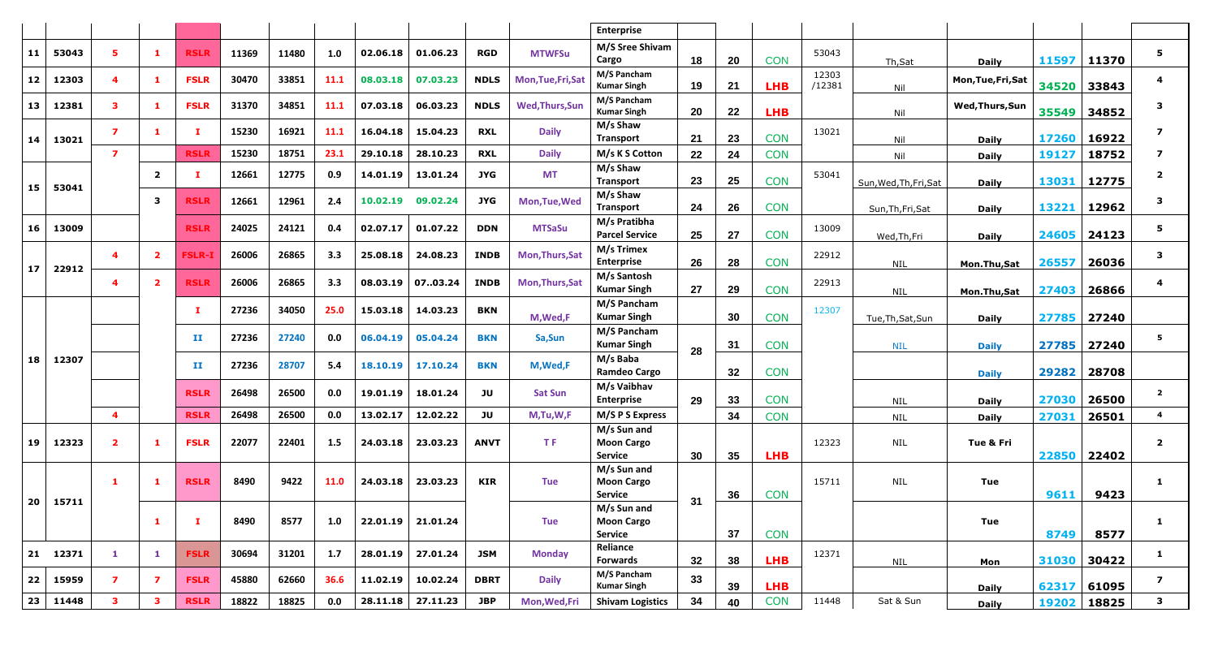| | | | | | | | | | | | | Enterprise | | | | | | | | | |
|---|---|---|---|---|---|---|---|---|---|---|---|---|---|---|---|---|---|---|---|---|---|
| 11 | 53043 | 5 | 1 | RSLR | 11369 | 11480 | 1.0 | 02.06.18 | 01.06.23 | RGD | MTWFSu | M/S Sree Shivam Cargo | 18 | 20 | CON | 53043 | Th,Sat | Daily | 11597 | 11370 | 5 |
| 12 | 12303 | 4 | 1 | FSLR | 30470 | 33851 | 11.1 | 08.03.18 | 07.03.23 | NDLS | Mon,Tue,Fri,Sat | M/S Pancham Kumar Singh | 19 | 21 | LHB | 12303 /12381 | Nil | Mon,Tue,Fri,Sat | 34520 | 33843 | 4 |
| 13 | 12381 | 3 | 1 | FSLR | 31370 | 34851 | 11.1 | 07.03.18 | 06.03.23 | NDLS | Wed,Thurs,Sun | M/S Pancham Kumar Singh | 20 | 22 | LHB | | Nil | Wed,Thurs,Sun | 35549 | 34852 | 3 |
| 14 | 13021 | 7 | 1 | I | 15230 | 16921 | 11.1 | 16.04.18 | 15.04.23 | RXL | Daily | M/s Shaw Transport | 21 | 23 | CON | 13021 | Nil | Daily | 17260 | 16922 | 7 |
| | | 7 | | RSLR | 15230 | 18751 | 23.1 | 29.10.18 | 28.10.23 | RXL | Daily | M/s K S Cotton | 22 | 24 | CON | | Nil | Daily | 19127 | 18752 | 7 |
| 15 | 53041 | | 2 | I | 12661 | 12775 | 0.9 | 14.01.19 | 13.01.24 | JYG | MT | M/s Shaw Transport | 23 | 25 | CON | 53041 | Sun,Wed,Th,Fri,Sat | Daily | 13031 | 12775 | 2 |
| | | | 3 | RSLR | 12661 | 12961 | 2.4 | 10.02.19 | 09.02.24 | JYG | Mon,Tue,Wed | M/s Shaw Transport | 24 | 26 | CON | | Sun,Th,Fri,Sat | Daily | 13221 | 12962 | 3 |
| 16 | 13009 | | | RSLR | 24025 | 24121 | 0.4 | 02.07.17 | 01.07.22 | DDN | MTSaSu | M/s Pratibha Parcel Service | 25 | 27 | CON | 13009 | Wed,Th,Fri | Daily | 24605 | 24123 | 5 |
| 17 | 22912 | 4 | 2 | FSLR-I | 26006 | 26865 | 3.3 | 25.08.18 | 24.08.23 | INDB | Mon,Thurs,Sat | M/s Trimex Enterprise | 26 | 28 | CON | 22912 | NIL | Mon.Thu,Sat | 26557 | 26036 | 3 |
| | | 4 | 2 | RSLR | 26006 | 26865 | 3.3 | 08.03.19 | 07..03.24 | INDB | Mon,Thurs,Sat | M/s Santosh Kumar Singh | 27 | 29 | CON | 22913 | NIL | Mon.Thu,Sat | 27403 | 26866 | 4 |
| 18 | 12307 | | | I | 27236 | 34050 | 25.0 | 15.03.18 | 14.03.23 | BKN | M,Wed,F | M/S Pancham Kumar Singh | | 30 | CON | 12307 | Tue,Th,Sat,Sun | Daily | 27785 | 27240 | |
| | | | | II | 27236 | 27240 | 0.0 | 06.04.19 | 05.04.24 | BKN | Sa,Sun | M/S Pancham Kumar Singh | 28 | 31 | CON | | NIL | Daily | 27785 | 27240 | 5 |
| | | | | II | 27236 | 28707 | 5.4 | 18.10.19 | 17.10.24 | BKN | M,Wed,F | M/s Baba Ramdeo Cargo | | 32 | CON | | | Daily | 29282 | 28708 | |
| | | | | RSLR | 26498 | 26500 | 0.0 | 19.01.19 | 18.01.24 | JU | Sat Sun | M/s Vaibhav Enterprise | 29 | 33 | CON | | NIL | Daily | 27030 | 26500 | 2 |
| | | 4 | | RSLR | 26498 | 26500 | 0.0 | 13.02.17 | 12.02.22 | JU | M,Tu,W,F | M/S P S Express | | 34 | CON | | NIL | Daily | 27031 | 26501 | 4 |
| 19 | 12323 | 2 | 1 | FSLR | 22077 | 22401 | 1.5 | 24.03.18 | 23.03.23 | ANVT | T F | M/s Sun and Moon Cargo Service | 30 | 35 | LHB | 12323 | NIL | Tue & Fri | 22850 | 22402 | 2 |
| 20 | 15711 | 1 | 1 | RSLR | 8490 | 9422 | 11.0 | 24.03.18 | 23.03.23 | KIR | Tue | M/s Sun and Moon Cargo Service | 31 | 36 | CON | 15711 | NIL | Tue | 9611 | 9423 | 1 |
| | | 1 | 1 | I | 8490 | 8577 | 1.0 | 22.01.19 | 21.01.24 | | Tue | M/s Sun and Moon Cargo Service | | 37 | CON | | | Tue | 8749 | 8577 | 1 |
| 21 | 12371 | 1 | 1 | FSLR | 30694 | 31201 | 1.7 | 28.01.19 | 27.01.24 | JSM | Monday | Reliance Forwards | 32 | 38 | LHB | 12371 | NIL | Mon | 31030 | 30422 | 1 |
| 22 | 15959 | 7 | 7 | FSLR | 45880 | 62660 | 36.6 | 11.02.19 | 10.02.24 | DBRT | Daily | M/S Pancham Kumar Singh | 33 | 39 | LHB | | | Daily | 62317 | 61095 | 7 |
| 23 | 11448 | 3 | 3 | RSLR | 18822 | 18825 | 0.0 | 28.11.18 | 27.11.23 | JBP | Mon,Wed,Fri | Shivam Logistics | 34 | 40 | CON | 11448 | Sat & Sun | Daily | 19202 | 18825 | 3 |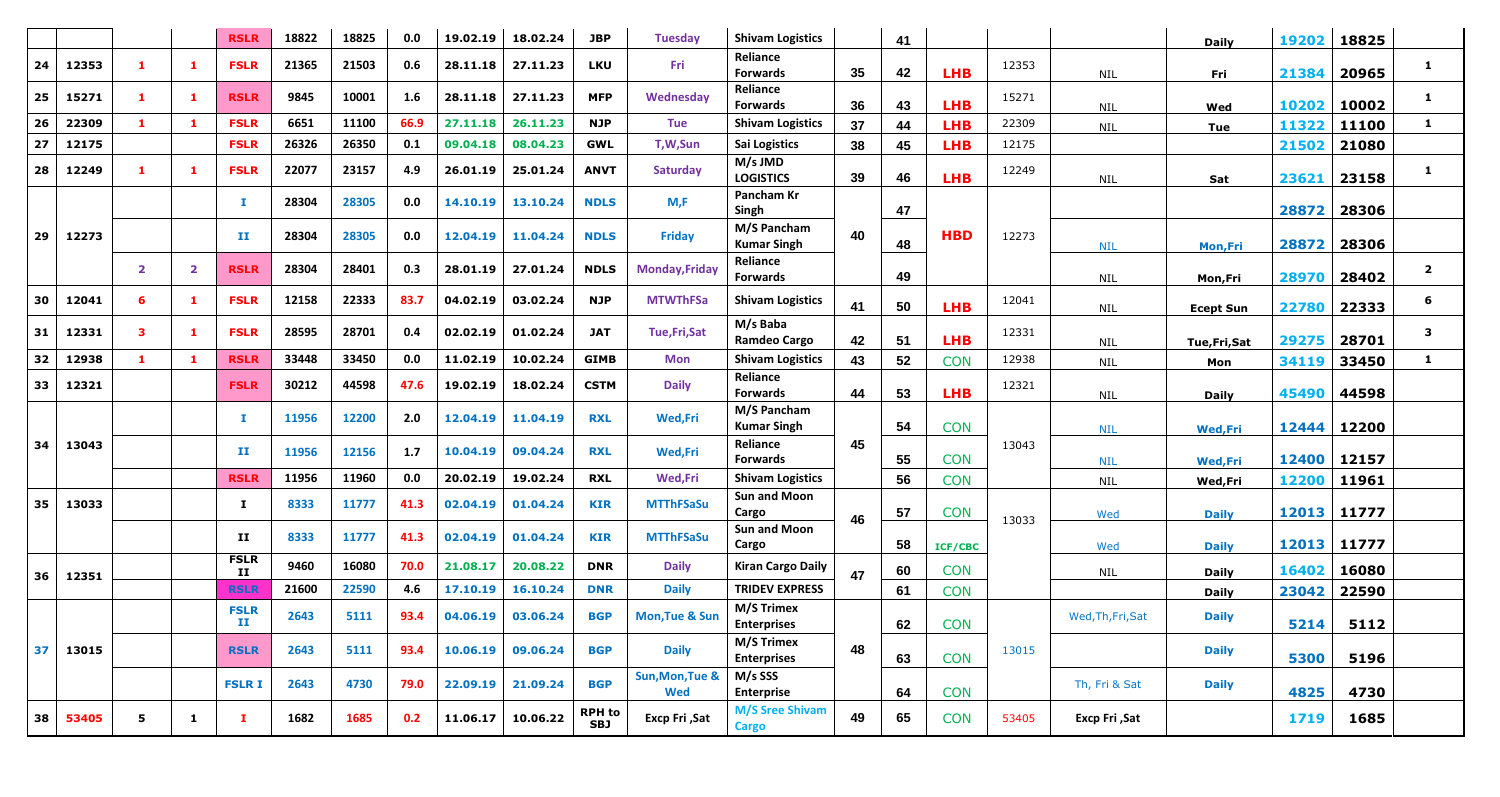| | | | | | | | | | | | | | | | | | | | | |
|---|---|---|---|---|---|---|---|---|---|---|---|---|---|---|---|---|---|---|---|---|
| | | | | RSLR | 18822 | 18825 | 0.0 | 19.02.19 | 18.02.24 | JBP | Tuesday | Shivam Logistics | | 41 | | | | Daily | 19202 | 18825 | |
| 24 | 12353 | 1 | 1 | FSLR | 21365 | 21503 | 0.6 | 28.11.18 | 27.11.23 | LKU | Fri | Reliance Forwards | 35 | 42 | LHB | 12353 | NIL | Fri | 21384 | 20965 | 1 |
| 25 | 15271 | 1 | 1 | RSLR | 9845 | 10001 | 1.6 | 28.11.18 | 27.11.23 | MFP | Wednesday | Reliance Forwards | 36 | 43 | LHB | 15271 | NIL | Wed | 10202 | 10002 | 1 |
| 26 | 22309 | 1 | 1 | FSLR | 6651 | 11100 | 66.9 | 27.11.18 | 26.11.23 | NJP | Tue | Shivam Logistics | 37 | 44 | LHB | 22309 | NIL | Tue | 11322 | 11100 | 1 |
| 27 | 12175 | | | FSLR | 26326 | 26350 | 0.1 | 09.04.18 | 08.04.23 | GWL | T,W,Sun | Sai Logistics | 38 | 45 | LHB | 12175 | | | 21502 | 21080 | |
| 28 | 12249 | 1 | 1 | FSLR | 22077 | 23157 | 4.9 | 26.01.19 | 25.01.24 | ANVT | Saturday | M/s JMD LOGISTICS | 39 | 46 | LHB | 12249 | NIL | Sat | 23621 | 23158 | 1 |
| 29 | 12273 | | | I | 28304 | 28305 | 0.0 | 14.10.19 | 13.10.24 | NDLS | M,F | Pancham Kr Singh | 40 | 47 | HBD | 12273 | | | 28872 | 28306 | |
| | | | | II | 28304 | 28305 | 0.0 | 12.04.19 | 11.04.24 | NDLS | Friday | M/S Pancham Kumar Singh | | 48 | | | NIL | Mon,Fri | 28872 | 28306 | |
| | | 2 | 2 | RSLR | 28304 | 28401 | 0.3 | 28.01.19 | 27.01.24 | NDLS | Monday,Friday | Reliance Forwards | | 49 | | | NIL | Mon,Fri | 28970 | 28402 | 2 |
| 30 | 12041 | 6 | 1 | FSLR | 12158 | 22333 | 83.7 | 04.02.19 | 03.02.24 | NJP | MTWThFSa | Shivam Logistics | 41 | 50 | LHB | 12041 | NIL | Ecept Sun | 22780 | 22333 | 6 |
| 31 | 12331 | 3 | 1 | FSLR | 28595 | 28701 | 0.4 | 02.02.19 | 01.02.24 | JAT | Tue,Fri,Sat | M/s Baba Ramdeo Cargo | 42 | 51 | LHB | 12331 | NIL | Tue,Fri,Sat | 29275 | 28701 | 3 |
| 32 | 12938 | 1 | 1 | RSLR | 33448 | 33450 | 0.0 | 11.02.19 | 10.02.24 | GIMB | Mon | Shivam Logistics | 43 | 52 | CON | 12938 | NIL | Mon | 34119 | 33450 | 1 |
| 33 | 12321 | | | FSLR | 30212 | 44598 | 47.6 | 19.02.19 | 18.02.24 | CSTM | Daily | Reliance Forwards | 44 | 53 | LHB | 12321 | NIL | Daily | 45490 | 44598 | |
| 34 | 13043 | | | I | 11956 | 12200 | 2.0 | 12.04.19 | 11.04.19 | RXL | Wed,Fri | M/S Pancham Kumar Singh | 45 | 54 | CON | 13043 | NIL | Wed,Fri | 12444 | 12200 | |
| | | | | II | 11956 | 12156 | 1.7 | 10.04.19 | 09.04.24 | RXL | Wed,Fri | Reliance Forwards | | 55 | CON | | NIL | Wed,Fri | 12400 | 12157 | |
| | | | | RSLR | 11956 | 11960 | 0.0 | 20.02.19 | 19.02.24 | RXL | Wed,Fri | Shivam Logistics | | 56 | CON | | NIL | Wed,Fri | 12200 | 11961 | |
| 35 | 13033 | | | I | 8333 | 11777 | 41.3 | 02.04.19 | 01.04.24 | KIR | MTThFSaSu | Sun and Moon Cargo | 46 | 57 | CON | 13033 | Wed | Daily | 12013 | 11777 | |
| | | | | II | 8333 | 11777 | 41.3 | 02.04.19 | 01.04.24 | KIR | MTThFSaSu | Sun and Moon Cargo | | 58 | ICF/CBC | | Wed | Daily | 12013 | 11777 | |
| 36 | 12351 | | | FSLR II | 9460 | 16080 | 70.0 | 21.08.17 | 20.08.22 | DNR | Daily | Kiran Cargo Daily | 47 | 60 | CON | | NIL | Daily | 16402 | 16080 | |
| | | | | RSLR | 21600 | 22590 | 4.6 | 17.10.19 | 16.10.24 | DNR | Daily | TRIDEV EXPRESS | | 61 | CON | | | Daily | 23042 | 22590 | |
| 37 | 13015 | | | FSLR II | 2643 | 5111 | 93.4 | 04.06.19 | 03.06.24 | BGP | Mon,Tue & Sun | M/S Trimex Enterprises | 48 | 62 | CON | 13015 | Wed,Th,Fri,Sat | Daily | 5214 | 5112 | |
| | | | | RSLR | 2643 | 5111 | 93.4 | 10.06.19 | 09.06.24 | BGP | Daily | M/S Trimex Enterprises | | 63 | CON | | | Daily | 5300 | 5196 | |
| | | | | FSLR I | 2643 | 4730 | 79.0 | 22.09.19 | 21.09.24 | BGP | Sun,Mon,Tue & Wed | M/s SSS Enterprise | | 64 | CON | | Th, Fri & Sat | Daily | 4825 | 4730 | |
| 38 | 53405 | 5 | 1 | I | 1682 | 1685 | 0.2 | 11.06.17 | 10.06.22 | RPH to SBJ | Excp Fri ,Sat | M/S Sree Shivam Cargo | 49 | 65 | CON | 53405 | Excp Fri ,Sat | | 1719 | 1685 | |